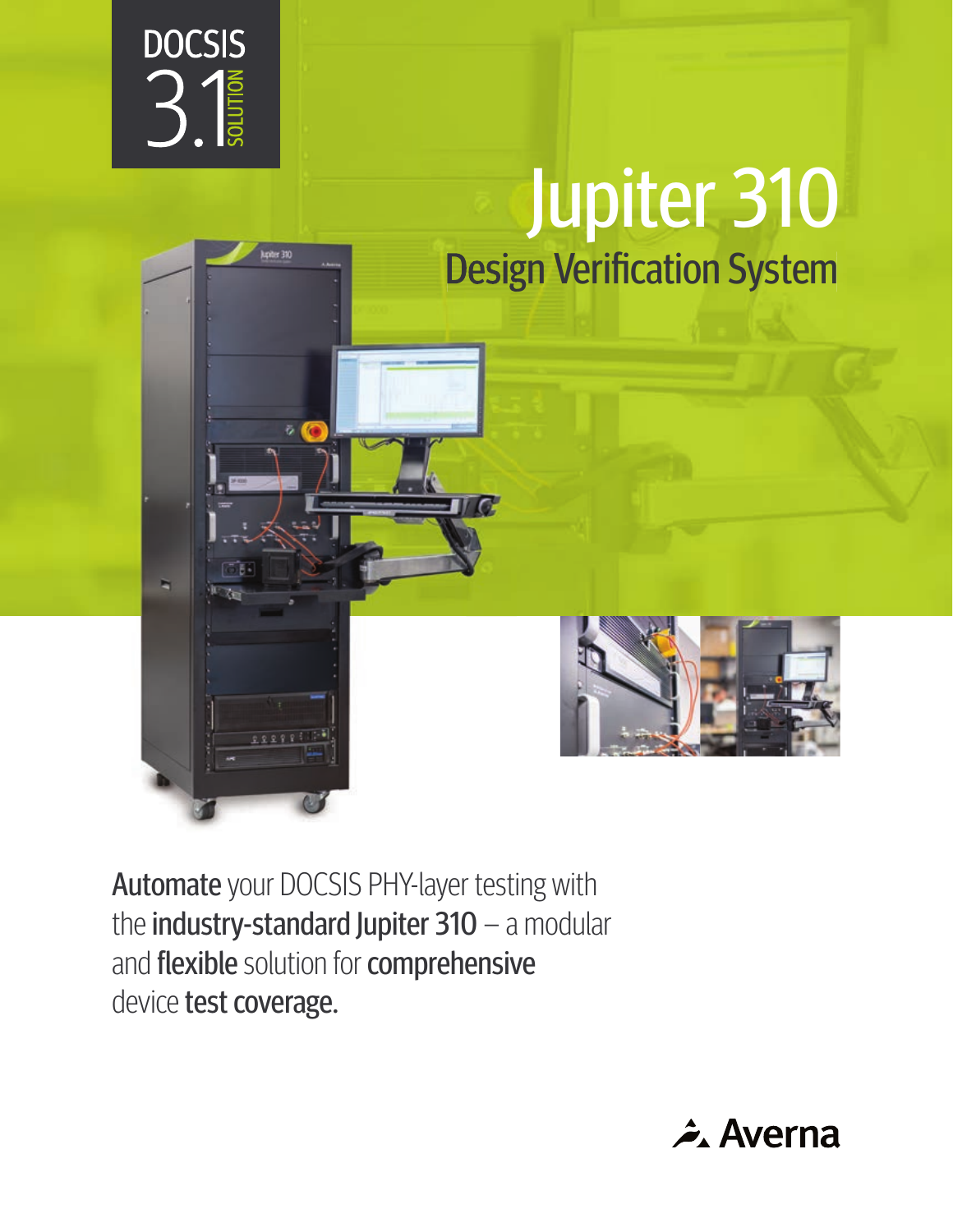DOCSIS 3.1 SOLUTION

# Jupiter 310

## Design Verification System

**Automate** your DOCSIS PHY-layer testing with the **industry-standard Jupiter 310** – a modular and **flexible** solution for **comprehensive** device **test coverage.**

Averna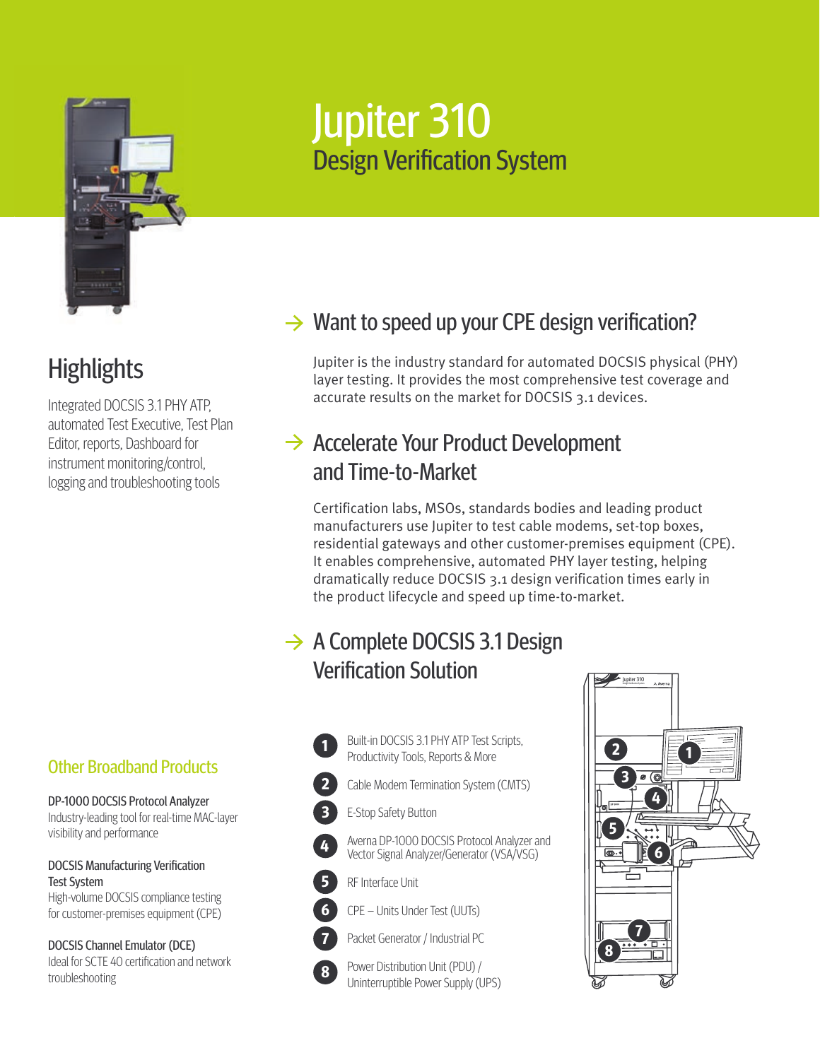# Jupiter 310

## Design Verification System

## Highlights

Integrated DOCSIS 3.1 PHY ATP, automated Test Executive, Test Plan Editor, reports, Dashboard for instrument monitoring/control, logging and troubleshooting tools

## → Want to speed up your CPE design verification?

Jupiter is the industry standard for automated DOCSIS physical (PHY) layer testing. It provides the most comprehensive test coverage and accurate results on the market for DOCSIS 3.1 devices.

## → Accelerate Your Product Development and Time-to-Market

Certification labs, MSOs, standards bodies and leading product manufacturers use Jupiter to test cable modems, set-top boxes, residential gateways and other customer-premises equipment (CPE). It enables comprehensive, automated PHY layer testing, helping dramatically reduce DOCSIS 3.1 design verification times early in the product lifecycle and speed up time-to-market.

## → A Complete DOCSIS 3.1 Design Verification Solution

1. Built-in DOCSIS 3.1 PHY ATP Test Scripts, Productivity Tools, Reports & More
2. Cable Modem Termination System (CMTS)
3. E-Stop Safety Button
4. Averna DP-1000 DOCSIS Protocol Analyzer and Vector Signal Analyzer/Generator (VSA/VSG)
5. RF Interface Unit
6. CPE – Units Under Test (UUTs)
7. Packet Generator / Industrial PC
8. Power Distribution Unit (PDU) / Uninterruptible Power Supply (UPS)

## Other Broadband Products

**DP-1000 DOCSIS Protocol Analyzer**
Industry-leading tool for real-time MAC-layer visibility and performance

**DOCSIS Manufacturing Verification Test System**
High-volume DOCSIS compliance testing for customer-premises equipment (CPE)

**DOCSIS Channel Emulator (DCE)**
Ideal for SCTE 40 certification and network troubleshooting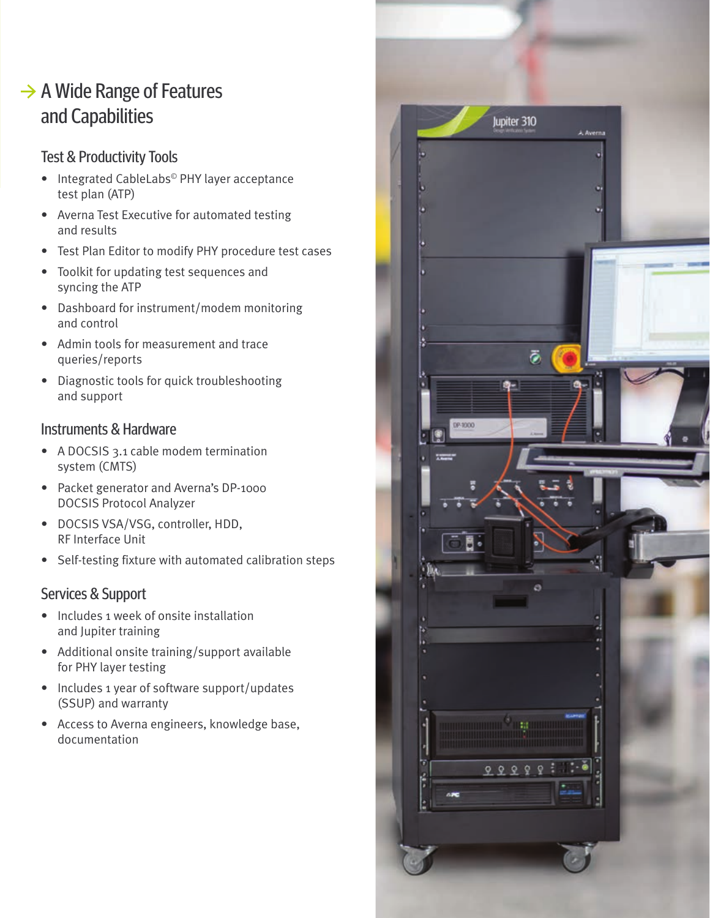## → A Wide Range of Features and Capabilities

### Test & Productivity Tools

- Integrated CableLabs© PHY layer acceptance test plan (ATP)
- Averna Test Executive for automated testing and results
- Test Plan Editor to modify PHY procedure test cases
- Toolkit for updating test sequences and syncing the ATP
- Dashboard for instrument/modem monitoring and control
- Admin tools for measurement and trace queries/reports
- Diagnostic tools for quick troubleshooting and support

### Instruments & Hardware

- A DOCSIS 3.1 cable modem termination system (CMTS)
- Packet generator and Averna's DP-1000 DOCSIS Protocol Analyzer
- DOCSIS VSA/VSG, controller, HDD, RF Interface Unit
- Self-testing fixture with automated calibration steps

### Services & Support

- Includes 1 week of onsite installation and Jupiter training
- Additional onsite training/support available for PHY layer testing
- Includes 1 year of software support/updates (SSUP) and warranty
- Access to Averna engineers, knowledge base, documentation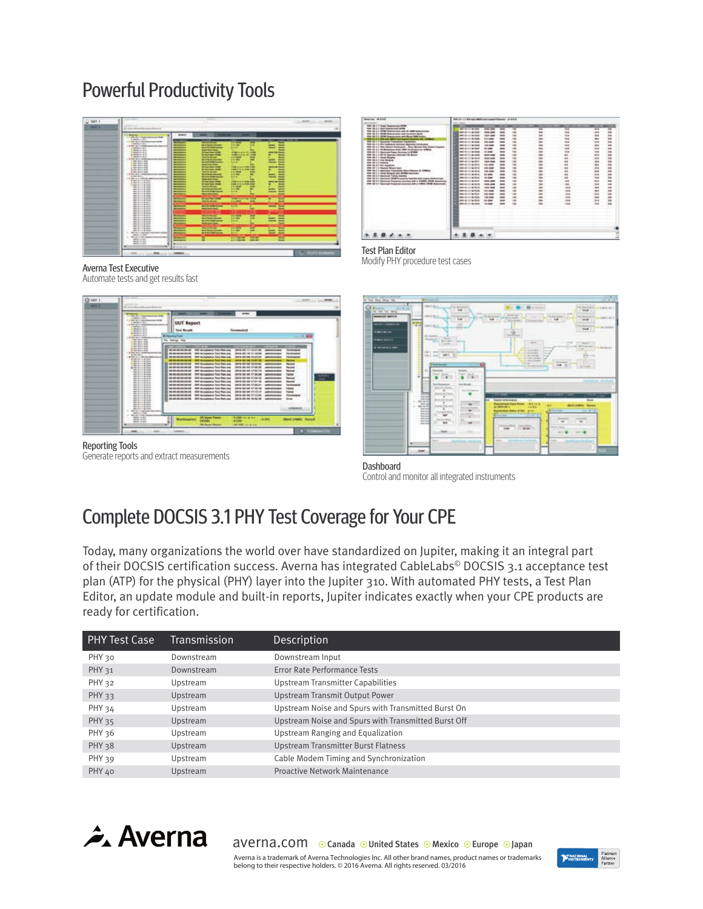# Powerful Productivity Tools

**Averna Test Executive**
Automate tests and get results fast

**Test Plan Editor**
Modify PHY procedure test cases

**Reporting Tools**
Generate reports and extract measurements

**Dashboard**
Control and monitor all integrated instruments

# Complete DOCSIS 3.1 PHY Test Coverage for Your CPE

Today, many organizations the world over have standardized on Jupiter, making it an integral part of their DOCSIS certification success. Averna has integrated CableLabs© DOCSIS 3.1 acceptance test plan (ATP) for the physical (PHY) layer into the Jupiter 310. With automated PHY tests, a Test Plan Editor, an update module and built-in reports, Jupiter indicates exactly when your CPE products are ready for certification.

| PHY Test Case | Transmission | Description |
|---|---|---|
| PHY 30 | Downstream | Downstream Input |
| PHY 31 | Downstream | Error Rate Performance Tests |
| PHY 32 | Upstream | Upstream Transmitter Capabilities |
| PHY 33 | Upstream | Upstream Transmit Output Power |
| PHY 34 | Upstream | Upstream Noise and Spurs with Transmitted Burst On |
| PHY 35 | Upstream | Upstream Noise and Spurs with Transmitted Burst Off |
| PHY 36 | Upstream | Upstream Ranging and Equalization |
| PHY 38 | Upstream | Upstream Transmitter Burst Flatness |
| PHY 39 | Upstream | Cable Modem Timing and Synchronization |
| PHY 40 | Upstream | Proactive Network Maintenance |

Averna

averna.com Canada United States Mexico Europe Japan

Averna is a trademark of Averna Technologies Inc. All other brand names, product names or trademarks belong to their respective holders. © 2016 Averna. All rights reserved. 03/2016

National Instruments Platinum Alliance Partner